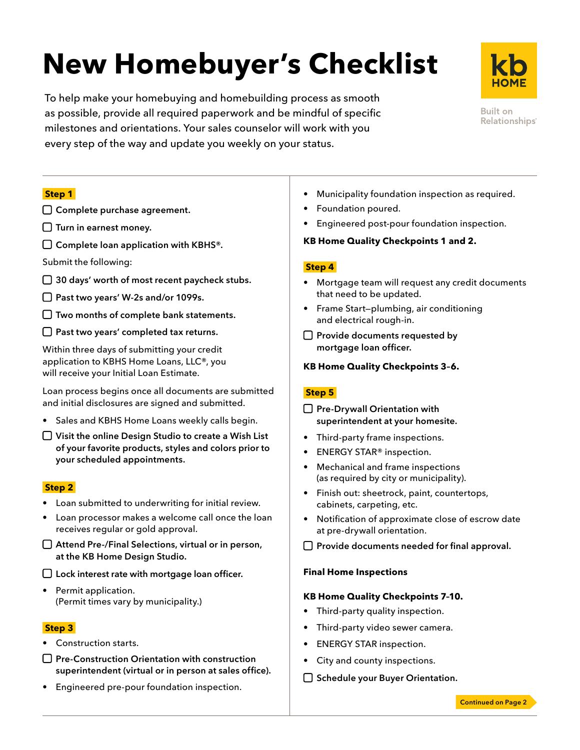# New Homebuyer's Checklist

To help make your homebuying and homebuilding process as smooth as possible, provide all required paperwork and be mindful of specific milestones and orientations. Your sales counselor will work with you every step of the way and update you weekly on your status.

kb HOME

Built on Relationships®

## Step 1

- [ ] **Complete purchase agreement.**
- [ ] **Turn in earnest money.**
- [ ] **Complete loan application with KBHS®.**

Submit the following:

- [ ] **30 days' worth of most recent paycheck stubs.**
- [ ] **Past two years' W-2s and/or 1099s.**
- [ ] **Two months of complete bank statements.**
- [ ] **Past two years' completed tax returns.**

Within three days of submitting your credit application to KBHS Home Loans, LLC®, you will receive your Initial Loan Estimate.

Loan process begins once all documents are submitted and initial disclosures are signed and submitted.

- Sales and KBHS Home Loans weekly calls begin.

- [ ] **Visit the online Design Studio to create a Wish List of your favorite products, styles and colors prior to your scheduled appointments.**

## Step 2

- Loan submitted to underwriting for initial review.
- Loan processor makes a welcome call once the loan receives regular or gold approval.

- [ ] **Attend Pre-/Final Selections, virtual or in person, at the KB Home Design Studio.**
- [ ] **Lock interest rate with mortgage loan officer.**

- Permit application. (Permit times vary by municipality.)

## Step 3

- Construction starts.

- [ ] **Pre-Construction Orientation with construction superintendent (virtual or in person at sales office).**

- Engineered pre-pour foundation inspection.
- Municipality foundation inspection as required.
- Foundation poured.
- Engineered post-pour foundation inspection.

**KB Home Quality Checkpoints 1 and 2.**

## Step 4

- Mortgage team will request any credit documents that need to be updated.
- Frame Start–plumbing, air conditioning and electrical rough-in.

- [ ] **Provide documents requested by mortgage loan officer.**

**KB Home Quality Checkpoints 3-6.**

## Step 5

- [ ] **Pre-Drywall Orientation with superintendent at your homesite.**

- Third-party frame inspections.
- ENERGY STAR® inspection.
- Mechanical and frame inspections (as required by city or municipality).
- Finish out: sheetrock, paint, countertops, cabinets, carpeting, etc.
- Notification of approximate close of escrow date at pre-drywall orientation.

- [ ] **Provide documents needed for final approval.**

**Final Home Inspections**

**KB Home Quality Checkpoints 7-10.**

- Third-party quality inspection.
- Third-party video sewer camera.
- ENERGY STAR inspection.
- City and county inspections.

- [ ] **Schedule your Buyer Orientation.**

**Continued on Page 2**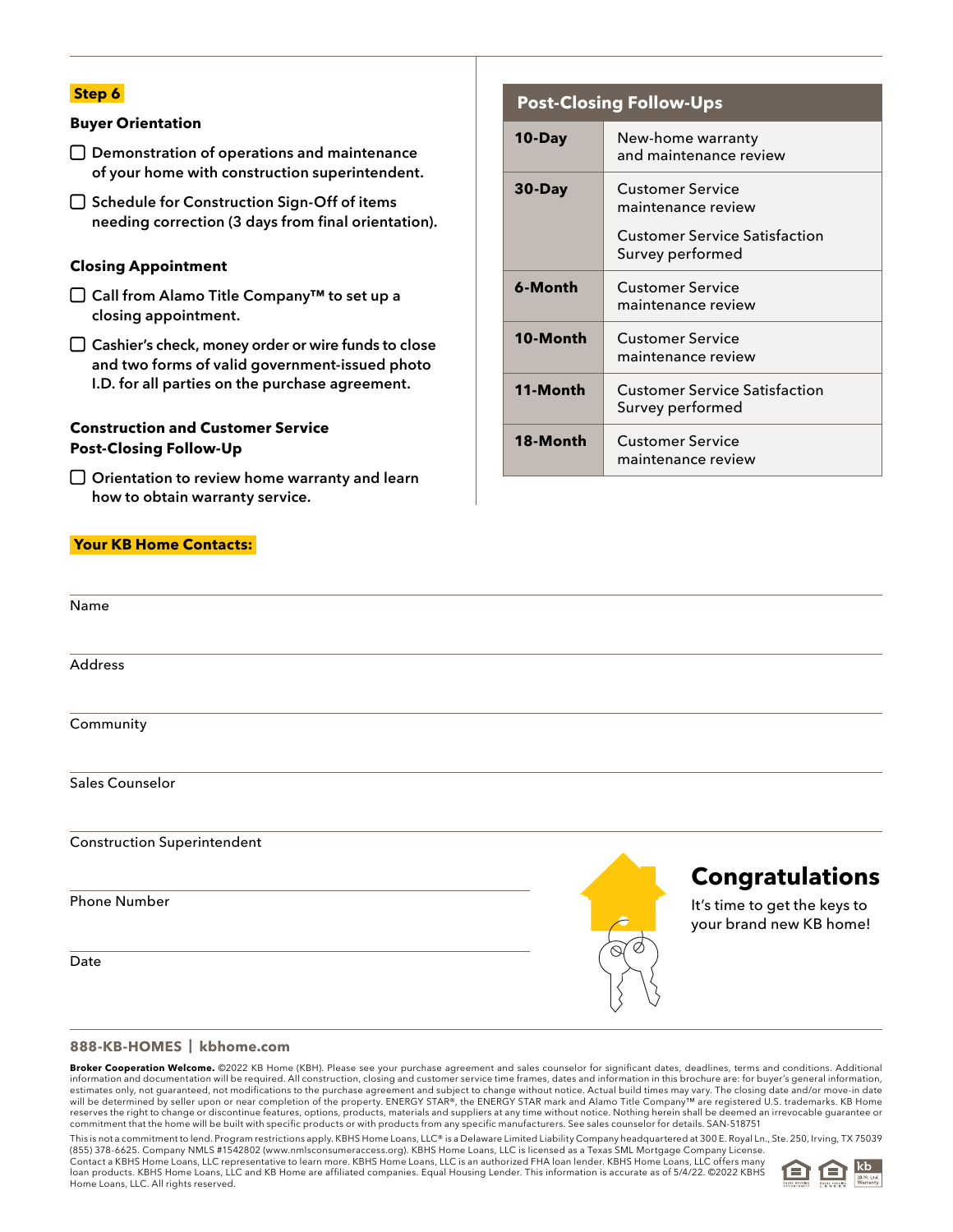**Step 6**

**Buyer Orientation**

- ☐ Demonstration of operations and maintenance of your home with construction superintendent.
- ☐ Schedule for Construction Sign-Off of items needing correction (3 days from final orientation).

**Closing Appointment**

- ☐ Call from Alamo Title Company™ to set up a closing appointment.
- ☐ Cashier's check, money order or wire funds to close and two forms of valid government-issued photo I.D. for all parties on the purchase agreement.

**Construction and Customer Service Post-Closing Follow-Up**

- ☐ Orientation to review home warranty and learn how to obtain warranty service.

| Post-Closing Follow-Ups | |
|---|---|
| **10-Day** | New-home warranty and maintenance review |
| **30-Day** | Customer Service maintenance review<br>Customer Service Satisfaction Survey performed |
| **6-Month** | Customer Service maintenance review |
| **10-Month** | Customer Service maintenance review |
| **11-Month** | Customer Service Satisfaction Survey performed |
| **18-Month** | Customer Service maintenance review |

**Your KB Home Contacts:**

Name

Address

Community

Sales Counselor

Construction Superintendent

Phone Number

Date

## Congratulations

It's time to get the keys to your brand new KB home!

**888-KB-HOMES | kbhome.com**

**Broker Cooperation Welcome.** ©2022 KB Home (KBH). Please see your purchase agreement and sales counselor for significant dates, deadlines, terms and conditions. Additional information and documentation will be required. All construction, closing and customer service time frames, dates and information in this brochure are: for buyer's general information, estimates only, not guaranteed, not modifications to the purchase agreement and subject to change without notice. Actual build times may vary. The closing date and/or move-in date will be determined by seller upon or near completion of the property. ENERGY STAR®, the ENERGY STAR mark and Alamo Title Company™ are registered U.S. trademarks. KB Home reserves the right to change or discontinue features, options, products, materials and suppliers at any time without notice. Nothing herein shall be deemed an irrevocable guarantee or commitment that the home will be built with specific products or with products from any specific manufacturers. See sales counselor for details. SAN-518751

This is not a commitment to lend. Program restrictions apply. KBHS Home Loans, LLC® is a Delaware Limited Liability Company headquartered at 300 E. Royal Ln., Ste. 250, Irving, TX 75039 (855) 378-6625. Company NMLS #1542802 (www.nmlsconsumeraccess.org). KBHS Home Loans, LLC is licensed as a Texas SML Mortgage Company License. Contact a KBHS Home Loans, LLC representative to learn more. KBHS Home Loans, LLC is an authorized FHA loan lender. KBHS Home Loans, LLC offers many loan products. KBHS Home Loans, LLC and KB Home are affiliated companies. Equal Housing Lender. This information is accurate as of 5/4/22. ©2022 KBHS Home Loans, LLC. All rights reserved.